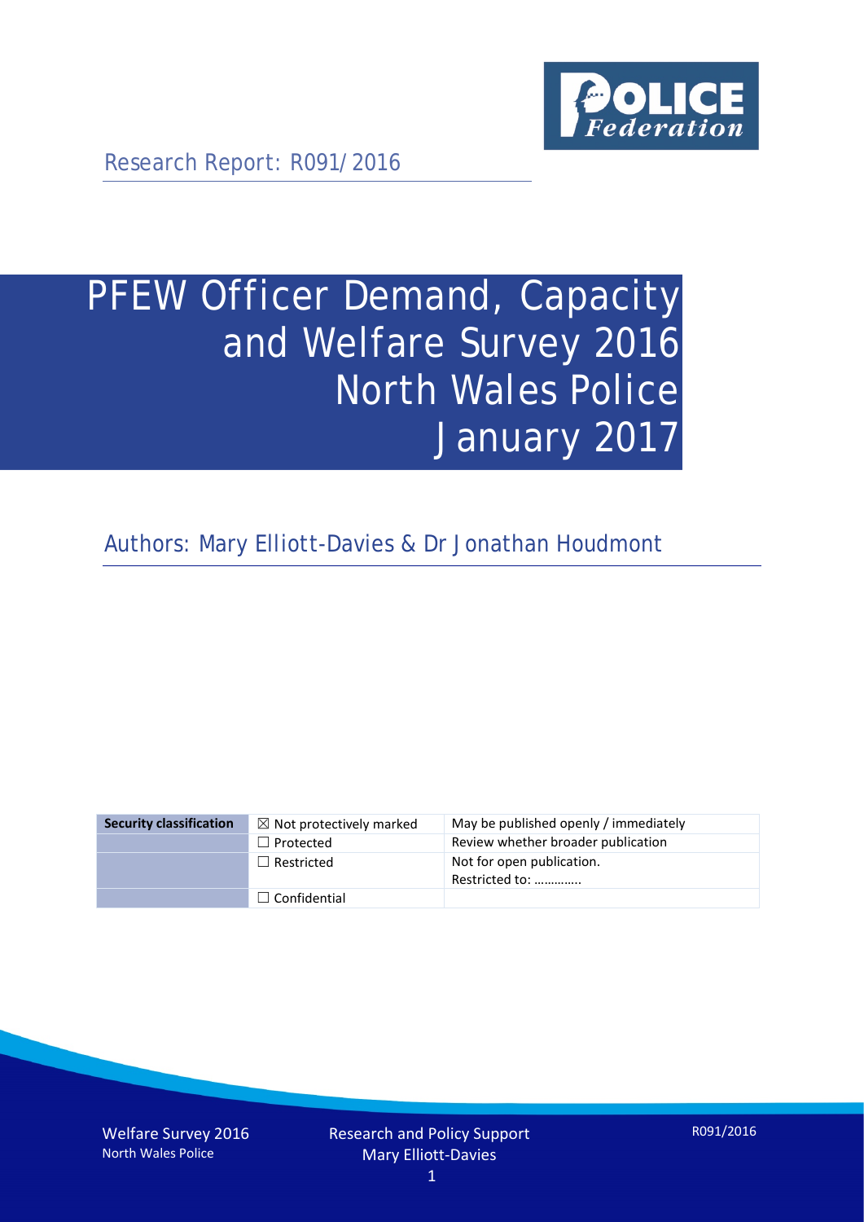Research Report: R091/2016

# PFEW Officer Demand, Capacity and Welfare Survey 2016 North Wales Police January 2017

Authors: Mary Elliott-Davies & Dr Jonathan Houdmont

| Security classification | ☒ Not protectively marked | May be published openly / immediately |
|---|---|---|
| | ☐ Protected | Review whether broader publication |
| | ☐ Restricted | Not for open publication. Restricted to: ………….. |
| | ☐ Confidential | |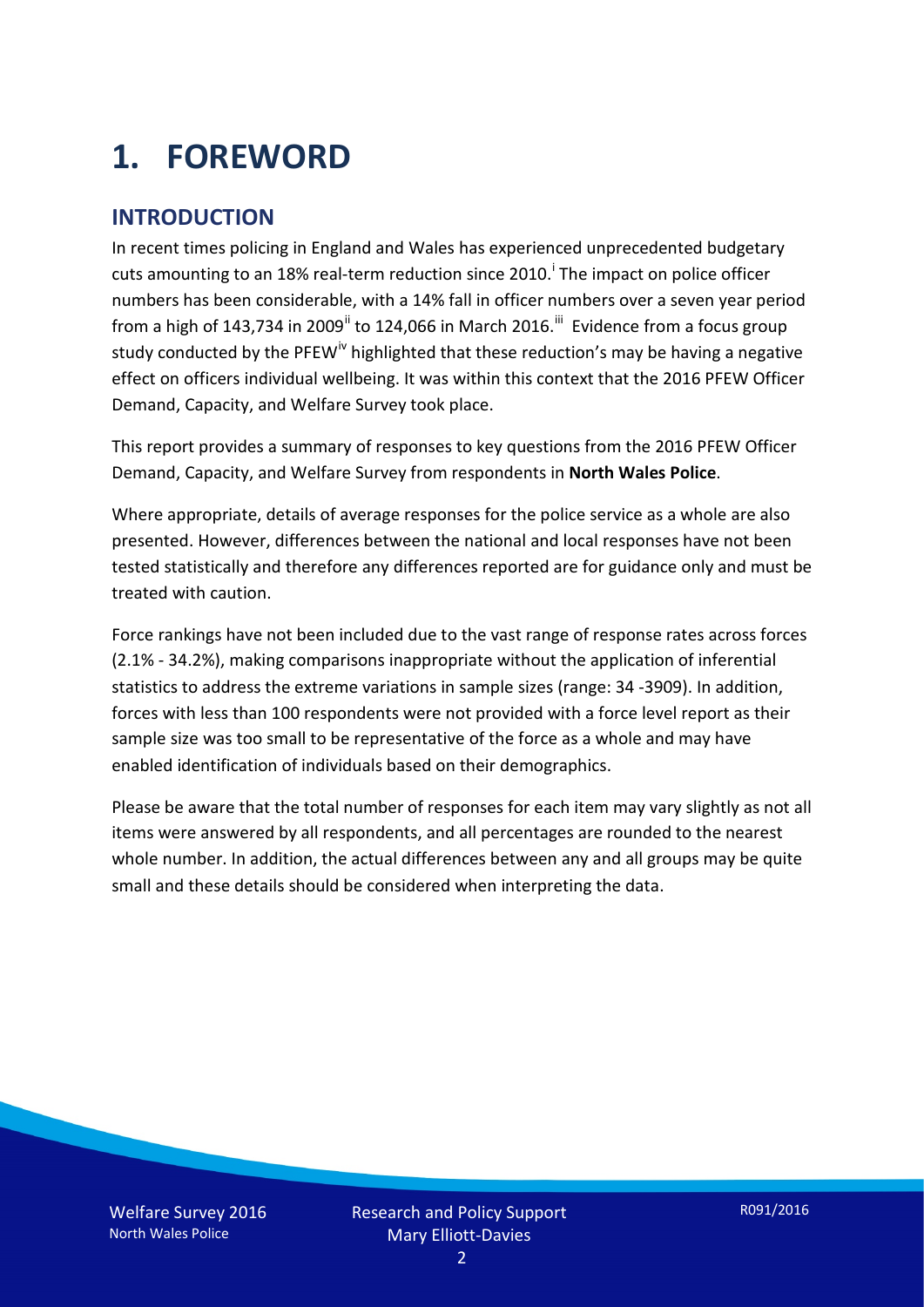# 1. FOREWORD

## INTRODUCTION

In recent times policing in England and Wales has experienced unprecedented budgetary cuts amounting to an 18% real-term reduction since 2010.[i] The impact on police officer numbers has been considerable, with a 14% fall in officer numbers over a seven year period from a high of 143,734 in 2009[ii] to 124,066 in March 2016.[iii] Evidence from a focus group study conducted by the PFEW[iv] highlighted that these reduction's may be having a negative effect on officers individual wellbeing. It was within this context that the 2016 PFEW Officer Demand, Capacity, and Welfare Survey took place.

This report provides a summary of responses to key questions from the 2016 PFEW Officer Demand, Capacity, and Welfare Survey from respondents in **North Wales Police**.

Where appropriate, details of average responses for the police service as a whole are also presented. However, differences between the national and local responses have not been tested statistically and therefore any differences reported are for guidance only and must be treated with caution.

Force rankings have not been included due to the vast range of response rates across forces (2.1% - 34.2%), making comparisons inappropriate without the application of inferential statistics to address the extreme variations in sample sizes (range: 34 -3909). In addition, forces with less than 100 respondents were not provided with a force level report as their sample size was too small to be representative of the force as a whole and may have enabled identification of individuals based on their demographics.

Please be aware that the total number of responses for each item may vary slightly as not all items were answered by all respondents, and all percentages are rounded to the nearest whole number. In addition, the actual differences between any and all groups may be quite small and these details should be considered when interpreting the data.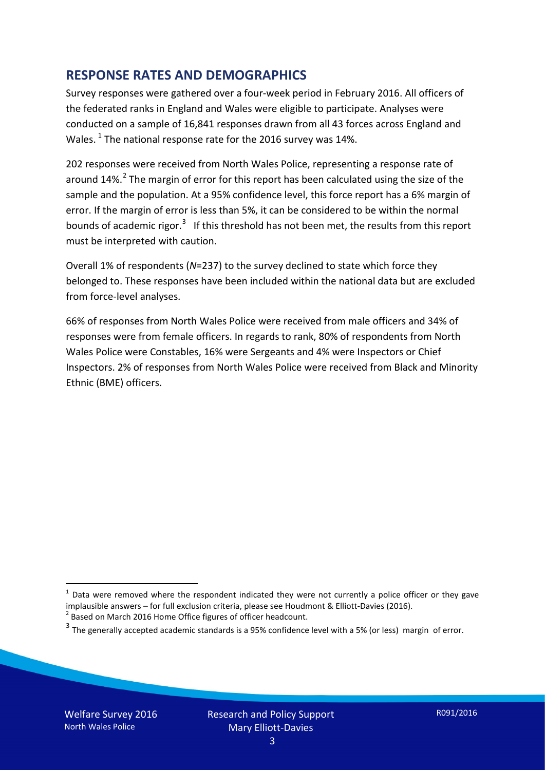## RESPONSE RATES AND DEMOGRAPHICS

Survey responses were gathered over a four-week period in February 2016. All officers of the federated ranks in England and Wales were eligible to participate. Analyses were conducted on a sample of 16,841 responses drawn from all 43 forces across England and Wales. [1] The national response rate for the 2016 survey was 14%.

202 responses were received from North Wales Police, representing a response rate of around 14%.[2] The margin of error for this report has been calculated using the size of the sample and the population. At a 95% confidence level, this force report has a 6% margin of error. If the margin of error is less than 5%, it can be considered to be within the normal bounds of academic rigor.[3] If this threshold has not been met, the results from this report must be interpreted with caution.

Overall 1% of respondents (*N*=237) to the survey declined to state which force they belonged to. These responses have been included within the national data but are excluded from force-level analyses.

66% of responses from North Wales Police were received from male officers and 34% of responses were from female officers. In regards to rank, 80% of respondents from North Wales Police were Constables, 16% were Sergeants and 4% were Inspectors or Chief Inspectors. 2% of responses from North Wales Police were received from Black and Minority Ethnic (BME) officers.

---

[1] Data were removed where the respondent indicated they were not currently a police officer or they gave implausible answers – for full exclusion criteria, please see Houdmont & Elliott-Davies (2016).

[2] Based on March 2016 Home Office figures of officer headcount.

[3] The generally accepted academic standards is a 95% confidence level with a 5% (or less) margin of error.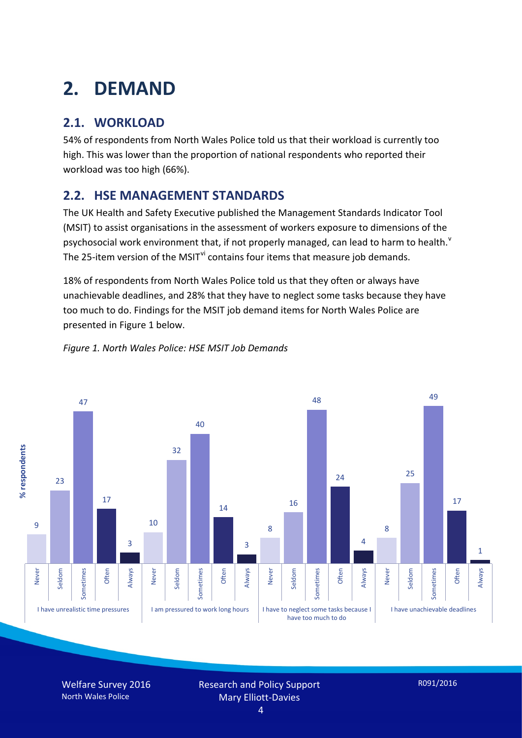# 2. DEMAND

## 2.1. WORKLOAD

54% of respondents from North Wales Police told us that their workload is currently too high. This was lower than the proportion of national respondents who reported their workload was too high (66%).

## 2.2. HSE MANAGEMENT STANDARDS

The UK Health and Safety Executive published the Management Standards Indicator Tool (MSIT) to assist organisations in the assessment of workers exposure to dimensions of the psychosocial work environment that, if not properly managed, can lead to harm to health.[v] The 25-item version of the MSIT[vi] contains four items that measure job demands.

18% of respondents from North Wales Police told us that they often or always have unachievable deadlines, and 28% that they have to neglect some tasks because they have too much to do. Findings for the MSIT job demand items for North Wales Police are presented in Figure 1 below.

*Figure 1. North Wales Police: HSE MSIT Job Demands*

| % respondents | Never | Seldom | Sometimes | Often | Always |
|---|---|---|---|---|---|
| I have unrealistic time pressures | 9 | 23 | 47 | 17 | 3 |
| I am pressured to work long hours | 10 | 32 | 40 | 14 | 3 |
| I have to neglect some tasks because I have too much to do | 8 | 16 | 48 | 24 | 4 |
| I have unachievable deadlines | 8 | 25 | 49 | 17 | 1 |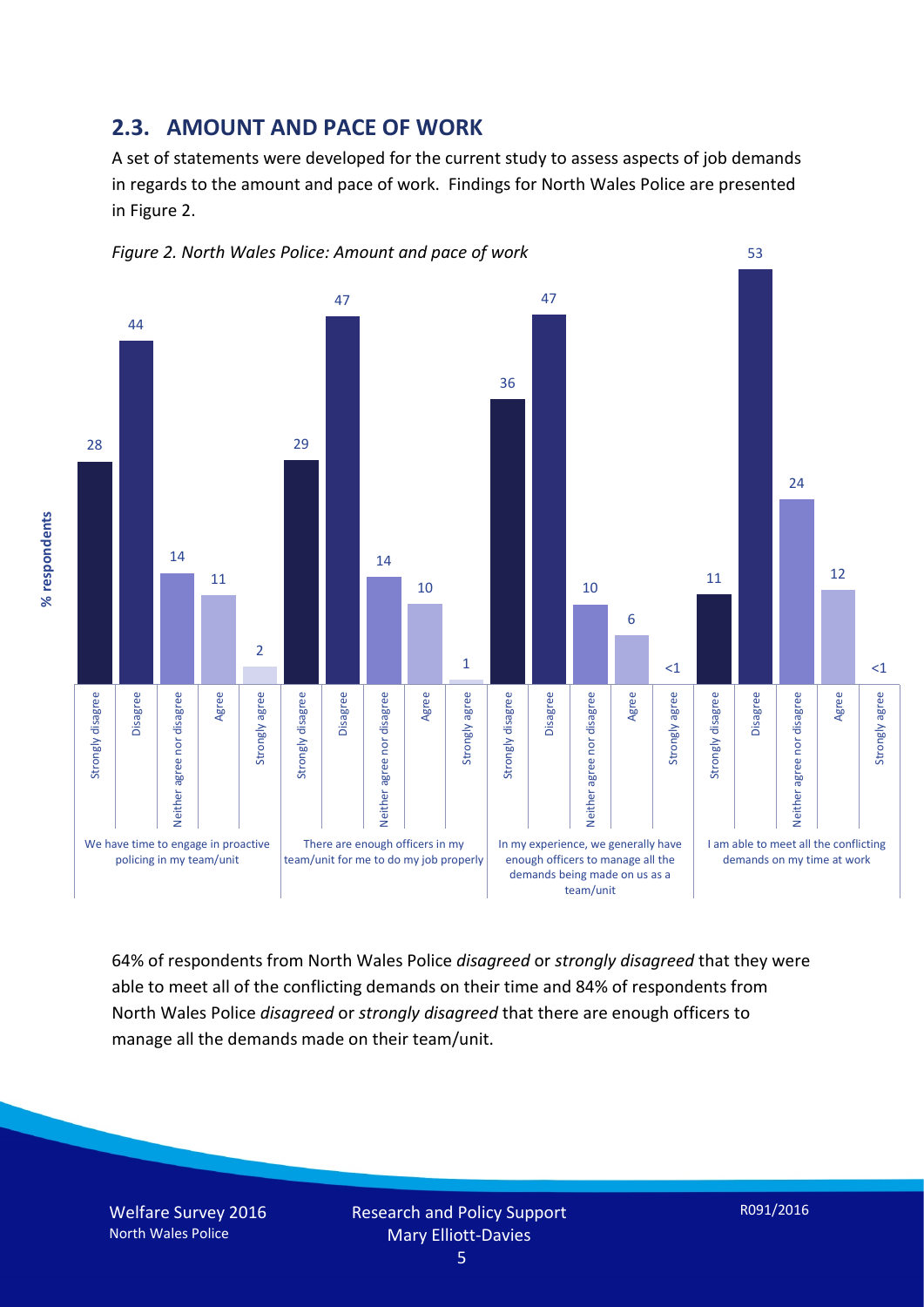## 2.3. AMOUNT AND PACE OF WORK

A set of statements were developed for the current study to assess aspects of job demands in regards to the amount and pace of work. Findings for North Wales Police are presented in Figure 2.

*Figure 2. North Wales Police: Amount and pace of work*

| Statement (% respondents) | Strongly disagree | Disagree | Neither agree nor disagree | Agree | Strongly agree |
|---|---|---|---|---|---|
| We have time to engage in proactive policing in my team/unit | 28 | 44 | 14 | 11 | 2 |
| There are enough officers in my team/unit for me to do my job properly | 29 | 47 | 14 | 10 | 1 |
| In my experience, we generally have enough officers to manage all the demands being made on us as a team/unit | 36 | 47 | 10 | 6 | <1 |
| I am able to meet all the conflicting demands on my time at work | 11 | 53 | 24 | 12 | <1 |

64% of respondents from North Wales Police *disagreed* or *strongly disagreed* that they were able to meet all of the conflicting demands on their time and 84% of respondents from North Wales Police *disagreed* or *strongly disagreed* that there are enough officers to manage all the demands made on their team/unit.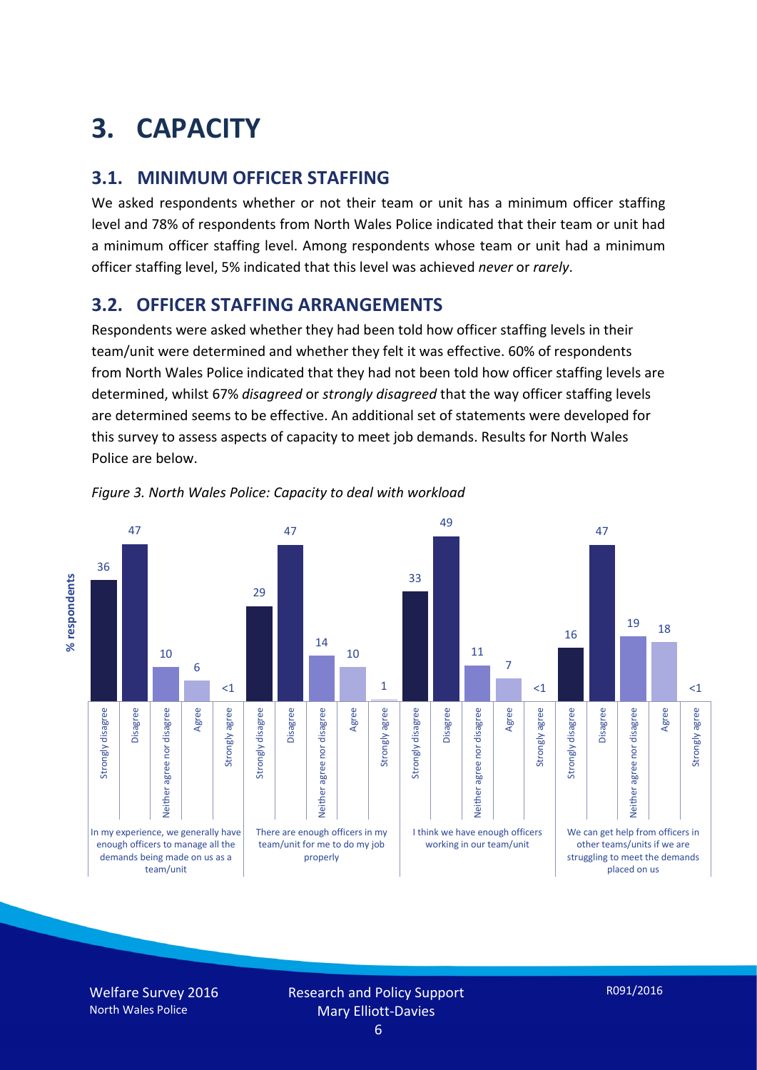# 3. CAPACITY

## 3.1. MINIMUM OFFICER STAFFING

We asked respondents whether or not their team or unit has a minimum officer staffing level and 78% of respondents from North Wales Police indicated that their team or unit had a minimum officer staffing level. Among respondents whose team or unit had a minimum officer staffing level, 5% indicated that this level was achieved *never* or *rarely*.

## 3.2. OFFICER STAFFING ARRANGEMENTS

Respondents were asked whether they had been told how officer staffing levels in their team/unit were determined and whether they felt it was effective. 60% of respondents from North Wales Police indicated that they had not been told how officer staffing levels are determined, whilst 67% *disagreed* or *strongly disagreed* that the way officer staffing levels are determined seems to be effective. An additional set of statements were developed for this survey to assess aspects of capacity to meet job demands. Results for North Wales Police are below.

*Figure 3. North Wales Police: Capacity to deal with workload*

| % respondents | Strongly disagree | Disagree | Neither agree nor disagree | Agree | Strongly agree |
|---|---|---|---|---|---|
| In my experience, we generally have enough officers to manage all the demands being made on us as a team/unit | 36 | 47 | 10 | 6 | <1 |
| There are enough officers in my team/unit for me to do my job properly | 29 | 47 | 14 | 10 | 1 |
| I think we have enough officers working in our team/unit | 33 | 49 | 11 | 7 | <1 |
| We can get help from officers in other teams/units if we are struggling to meet the demands placed on us | 16 | 47 | 19 | 18 | <1 |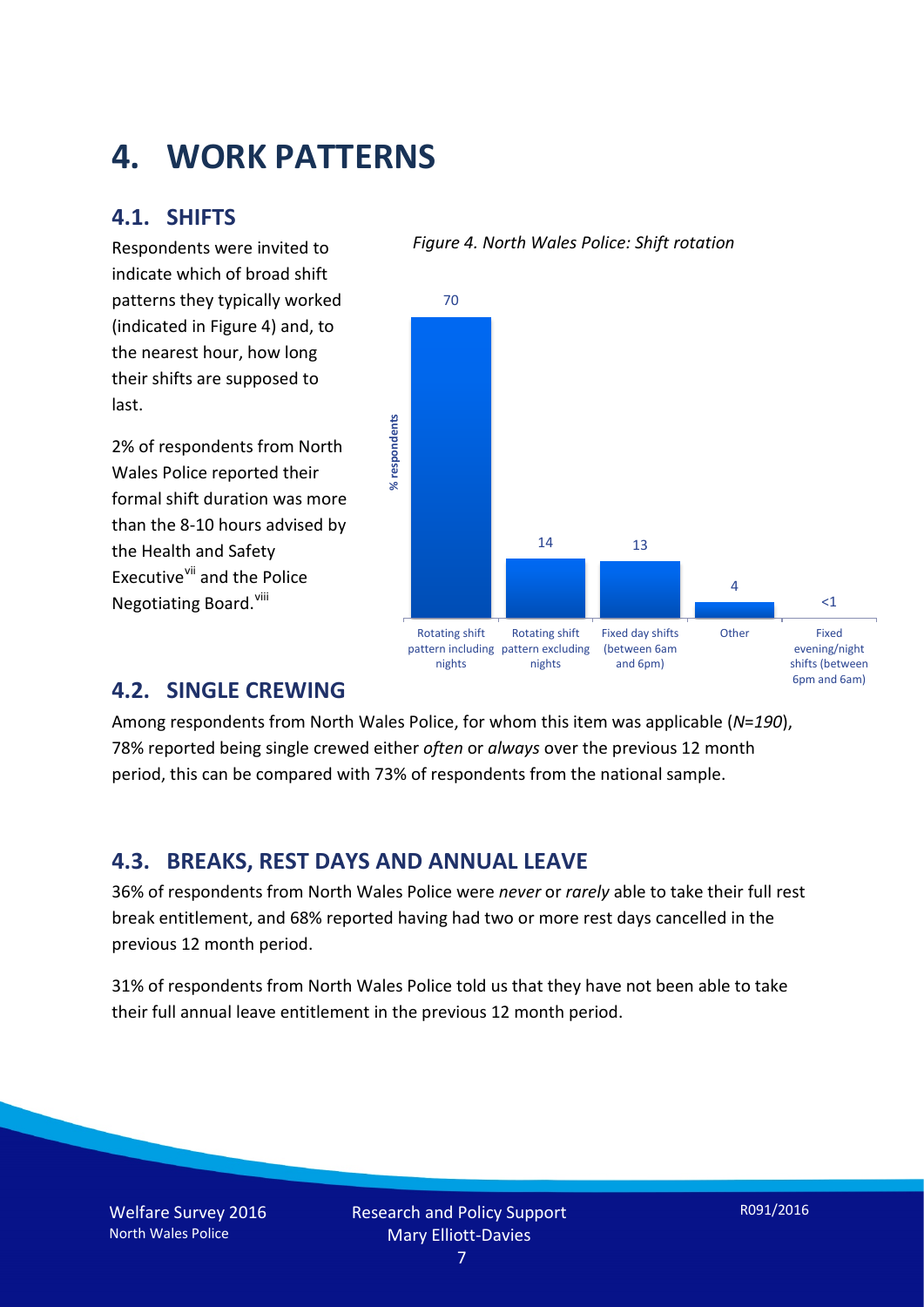# 4. WORK PATTERNS

## 4.1. SHIFTS

Respondents were invited to indicate which of broad shift patterns they typically worked (indicated in Figure 4) and, to the nearest hour, how long their shifts are supposed to last.

2% of respondents from North Wales Police reported their formal shift duration was more than the 8-10 hours advised by the Health and Safety Executive[vii] and the Police Negotiating Board.[viii]

*Figure 4. North Wales Police: Shift rotation*

| Shift pattern | % respondents |
|---|---|
| Rotating shift pattern including nights | 70 |
| Rotating shift pattern excluding nights | 14 |
| Fixed day shifts (between 6am and 6pm) | 13 |
| Other | 4 |
| Fixed evening/night shifts (between 6pm and 6am) | <1 |

## 4.2. SINGLE CREWING

Among respondents from North Wales Police, for whom this item was applicable (*N=190*), 78% reported being single crewed either *often* or *always* over the previous 12 month period, this can be compared with 73% of respondents from the national sample.

## 4.3. BREAKS, REST DAYS AND ANNUAL LEAVE

36% of respondents from North Wales Police were *never* or *rarely* able to take their full rest break entitlement, and 68% reported having had two or more rest days cancelled in the previous 12 month period.

31% of respondents from North Wales Police told us that they have not been able to take their full annual leave entitlement in the previous 12 month period.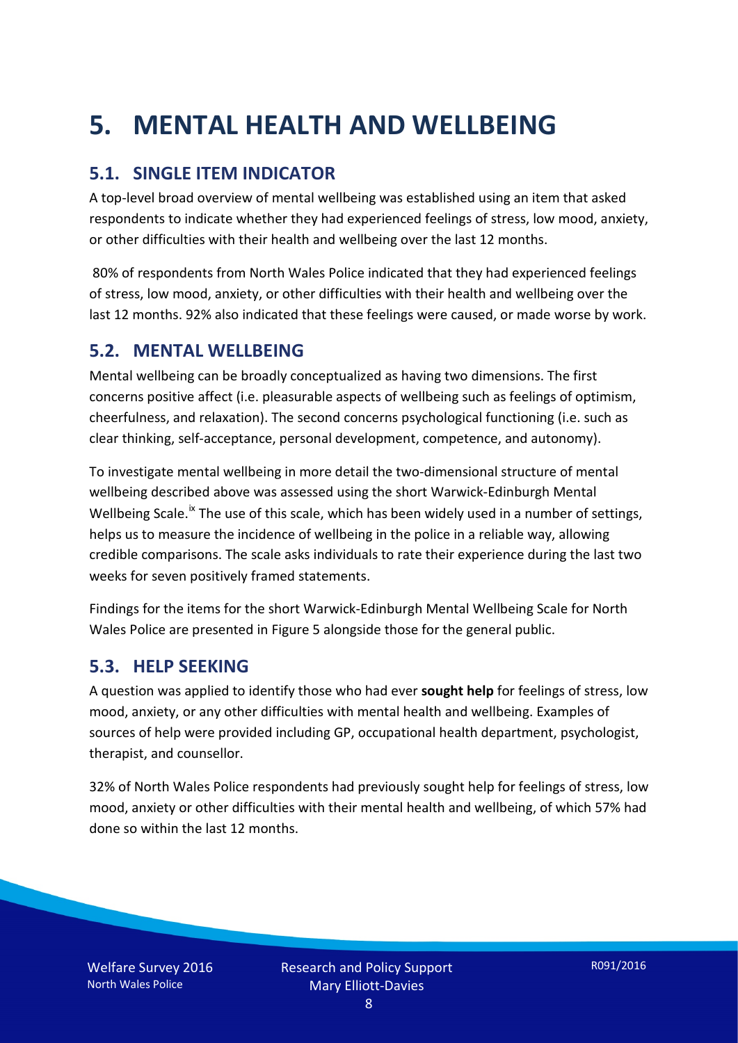# 5. MENTAL HEALTH AND WELLBEING

## 5.1. SINGLE ITEM INDICATOR

A top-level broad overview of mental wellbeing was established using an item that asked respondents to indicate whether they had experienced feelings of stress, low mood, anxiety, or other difficulties with their health and wellbeing over the last 12 months.

80% of respondents from North Wales Police indicated that they had experienced feelings of stress, low mood, anxiety, or other difficulties with their health and wellbeing over the last 12 months. 92% also indicated that these feelings were caused, or made worse by work.

## 5.2. MENTAL WELLBEING

Mental wellbeing can be broadly conceptualized as having two dimensions. The first concerns positive affect (i.e. pleasurable aspects of wellbeing such as feelings of optimism, cheerfulness, and relaxation). The second concerns psychological functioning (i.e. such as clear thinking, self-acceptance, personal development, competence, and autonomy).

To investigate mental wellbeing in more detail the two-dimensional structure of mental wellbeing described above was assessed using the short Warwick-Edinburgh Mental Wellbeing Scale.[ix] The use of this scale, which has been widely used in a number of settings, helps us to measure the incidence of wellbeing in the police in a reliable way, allowing credible comparisons. The scale asks individuals to rate their experience during the last two weeks for seven positively framed statements.

Findings for the items for the short Warwick-Edinburgh Mental Wellbeing Scale for North Wales Police are presented in Figure 5 alongside those for the general public.

## 5.3. HELP SEEKING

A question was applied to identify those who had ever **sought help** for feelings of stress, low mood, anxiety, or any other difficulties with mental health and wellbeing. Examples of sources of help were provided including GP, occupational health department, psychologist, therapist, and counsellor.

32% of North Wales Police respondents had previously sought help for feelings of stress, low mood, anxiety or other difficulties with their mental health and wellbeing, of which 57% had done so within the last 12 months.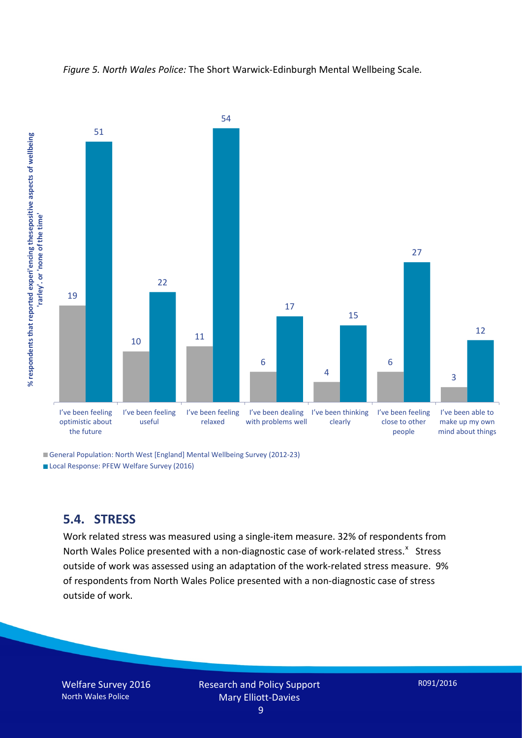*Figure 5. North Wales Police:* The Short Warwick-Edinburgh Mental Wellbeing Scale*.*

| | General Population: North West [England] Mental Wellbeing Survey (2012-23) | Local Response: PFEW Welfare Survey (2016) |
|---|---|---|
| I've been feeling optimistic about the future | 19 | 51 |
| I've been feeling useful | 10 | 22 |
| I've been feeling relaxed | 11 | 54 |
| I've been dealing with problems well | 6 | 17 |
| I've been thinking clearly | 4 | 15 |
| I've been feeling close to other people | 6 | 27 |
| I've been able to make up my own mind about things | 3 | 12 |

Y-axis: % respondents that reported experi'encing thesepositive aspects of wellbeing 'rarley'. or 'none of the time'

## 5.4. STRESS

Work related stress was measured using a single-item measure. 32% of respondents from North Wales Police presented with a non-diagnostic case of work-related stress.[x] Stress outside of work was assessed using an adaptation of the work-related stress measure. 9% of respondents from North Wales Police presented with a non-diagnostic case of stress outside of work.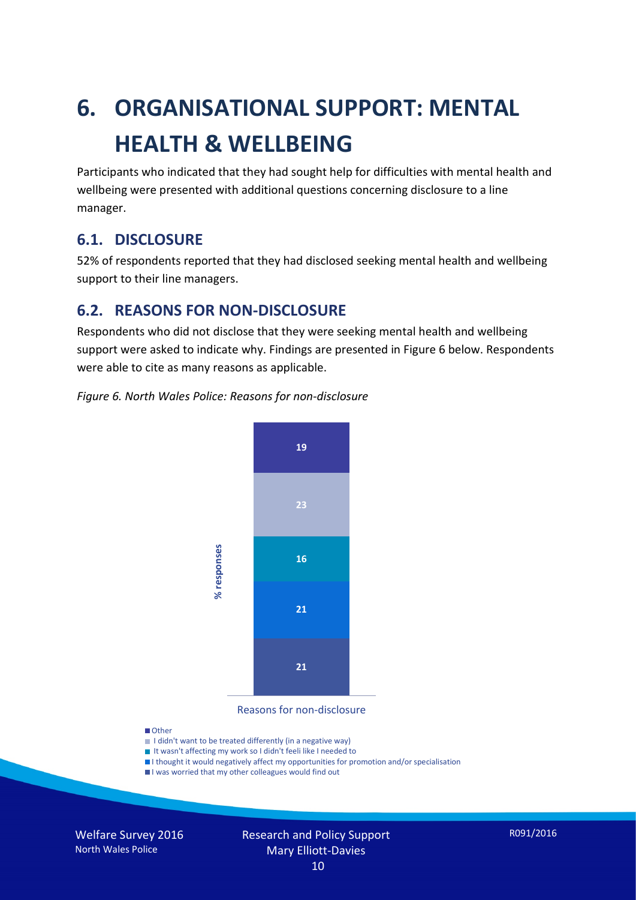# 6. ORGANISATIONAL SUPPORT: MENTAL HEALTH & WELLBEING

Participants who indicated that they had sought help for difficulties with mental health and wellbeing were presented with additional questions concerning disclosure to a line manager.

## 6.1. DISCLOSURE

52% of respondents reported that they had disclosed seeking mental health and wellbeing support to their line managers.

## 6.2. REASONS FOR NON-DISCLOSURE

Respondents who did not disclose that they were seeking mental health and wellbeing support were asked to indicate why. Findings are presented in Figure 6 below. Respondents were able to cite as many reasons as applicable.

*Figure 6. North Wales Police: Reasons for non-disclosure*

| Reasons for non-disclosure | % responses |
| --- | --- |
| Other | 19 |
| I didn't want to be treated differently (in a negative way) | 23 |
| It wasn't affecting my work so I didn't feeli like I needed to | 16 |
| I thought it would negatively affect my opportunities for promotion and/or specialisation | 21 |
| I was worried that my other colleagues would find out | 21 |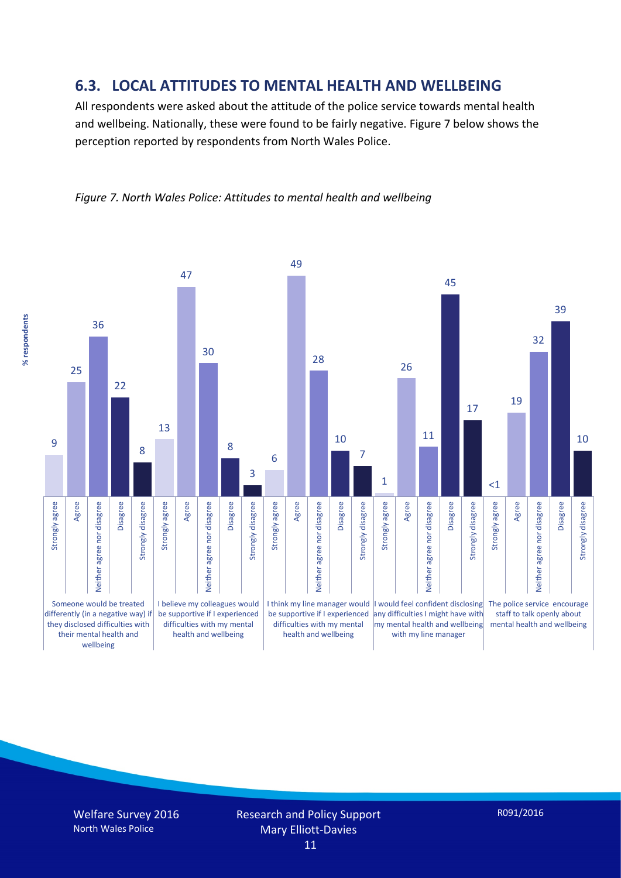## 6.3. LOCAL ATTITUDES TO MENTAL HEALTH AND WELLBEING

All respondents were asked about the attitude of the police service towards mental health and wellbeing. Nationally, these were found to be fairly negative. Figure 7 below shows the perception reported by respondents from North Wales Police.

*Figure 7. North Wales Police: Attitudes to mental health and wellbeing*

| Statement (% respondents) | Strongly agree | Agree | Neither agree nor disagree | Disagree | Strongly disagree |
|---|---|---|---|---|---|
| Someone would be treated differently (in a negative way) if they disclosed difficulties with their mental health and wellbeing | 9 | 25 | 36 | 22 | 8 |
| I believe my colleagues would be supportive if I experienced difficulties with my mental health and wellbeing | 13 | 47 | 30 | 8 | 3 |
| I think my line manager would be supportive if I experienced difficulties with my mental health and wellbeing | 6 | 49 | 28 | 10 | 7 |
| I would feel confident disclosing any difficulties I might have with my mental health and wellbeing with my line manager | 1 | 26 | 11 | 45 | 17 |
| The police service encourage staff to talk openly about mental health and wellbeing | <1 | 19 | 32 | 39 | 10 |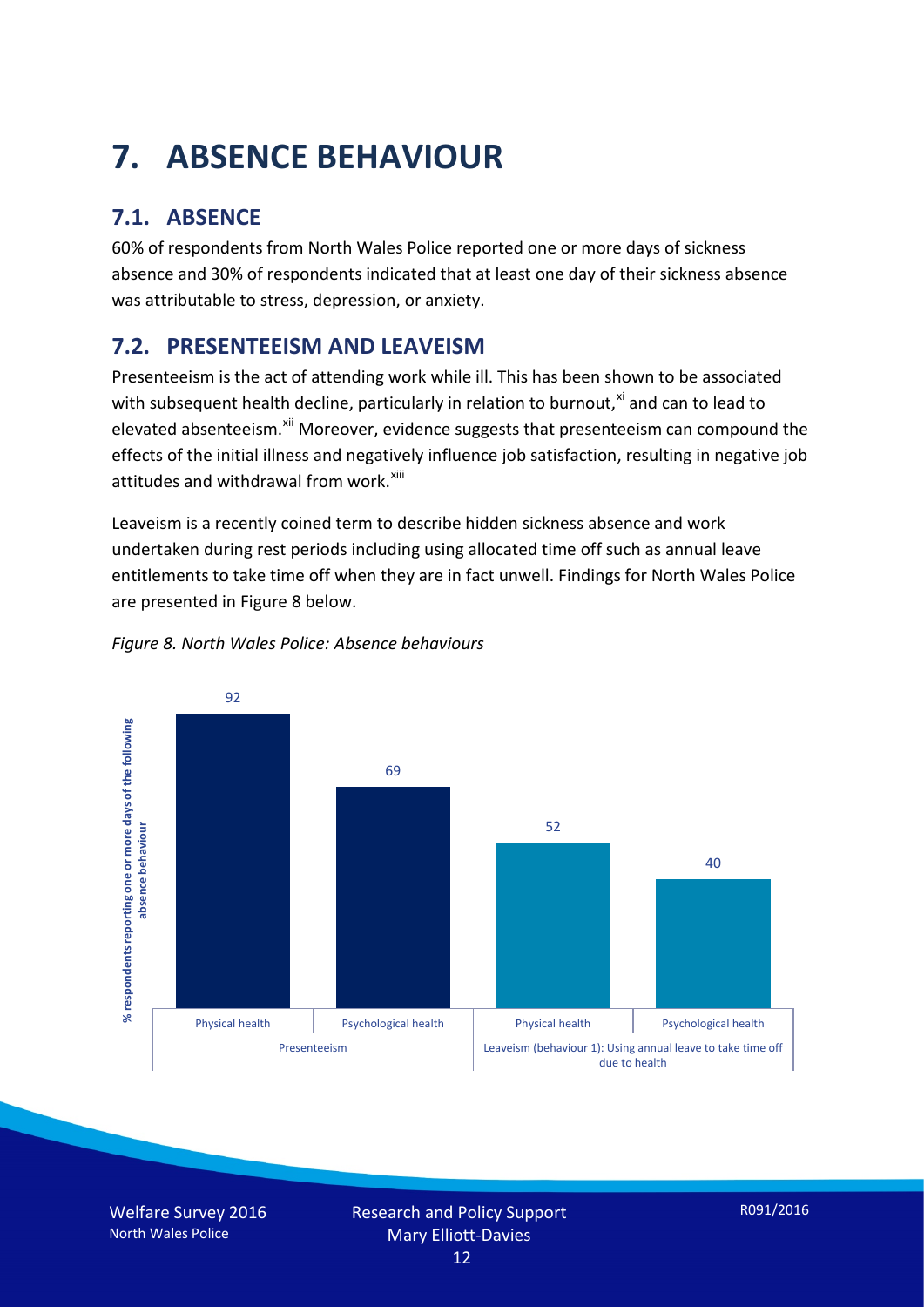# 7. ABSENCE BEHAVIOUR

## 7.1. ABSENCE

60% of respondents from North Wales Police reported one or more days of sickness absence and 30% of respondents indicated that at least one day of their sickness absence was attributable to stress, depression, or anxiety.

## 7.2. PRESENTEEISM AND LEAVEISM

Presenteeism is the act of attending work while ill. This has been shown to be associated with subsequent health decline, particularly in relation to burnout,[xi] and can to lead to elevated absenteeism.[xii] Moreover, evidence suggests that presenteeism can compound the effects of the initial illness and negatively influence job satisfaction, resulting in negative job attitudes and withdrawal from work.[xiii]

Leaveism is a recently coined term to describe hidden sickness absence and work undertaken during rest periods including using allocated time off such as annual leave entitlements to take time off when they are in fact unwell. Findings for North Wales Police are presented in Figure 8 below.

*Figure 8. North Wales Police: Absence behaviours*

| % respondents reporting one or more days of the following absence behaviour | Physical health | Psychological health |
|---|---|---|
| Presenteeism | 92 | 69 |
| Leaveism (behaviour 1): Using annual leave to take time off due to health | 52 | 40 |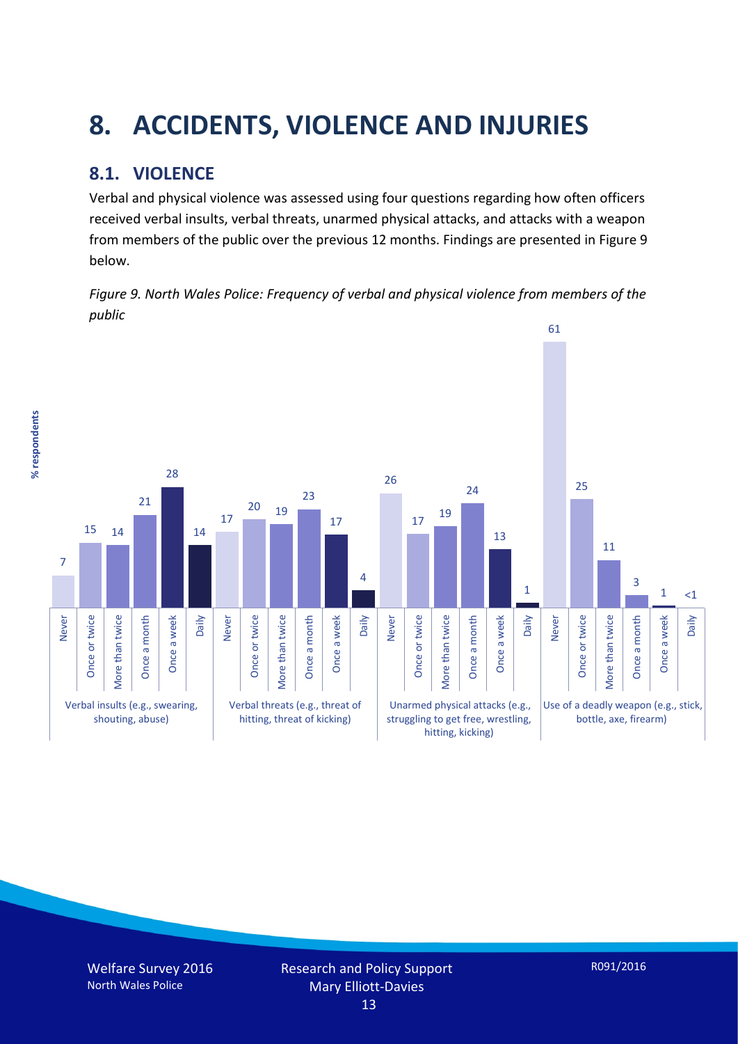# 8. ACCIDENTS, VIOLENCE AND INJURIES

## 8.1. VIOLENCE

Verbal and physical violence was assessed using four questions regarding how often officers received verbal insults, verbal threats, unarmed physical attacks, and attacks with a weapon from members of the public over the previous 12 months. Findings are presented in Figure 9 below.

*Figure 9. North Wales Police: Frequency of verbal and physical violence from members of the public*

| % respondents | Never | Once or twice | More than twice | Once a month | Once a week | Daily |
|---|---|---|---|---|---|---|
| Verbal insults (e.g., swearing, shouting, abuse) | 7 | 15 | 14 | 21 | 28 | 14 |
| Verbal threats (e.g., threat of hitting, threat of kicking) | 17 | 20 | 19 | 23 | 17 | 4 |
| Unarmed physical attacks (e.g., struggling to get free, wrestling, hitting, kicking) | 26 | 17 | 19 | 24 | 13 | 1 |
| Use of a deadly weapon (e.g., stick, bottle, axe, firearm) | 61 | 25 | 11 | 3 | 1 | <1 |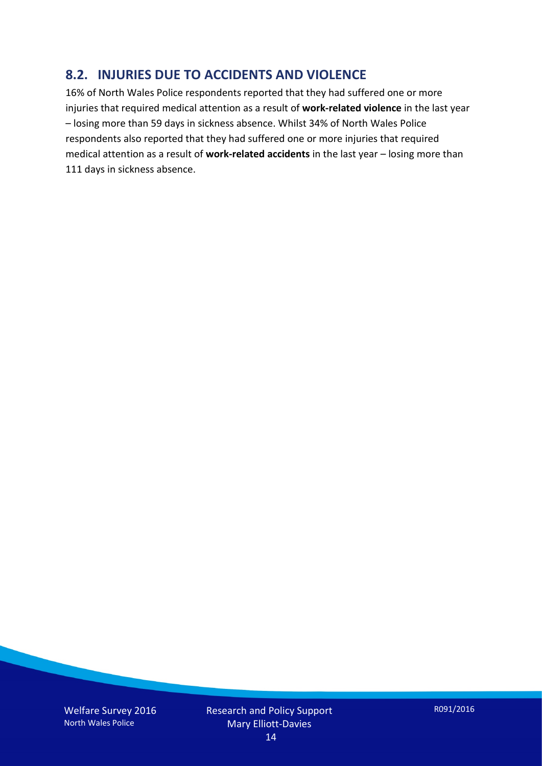## 8.2. INJURIES DUE TO ACCIDENTS AND VIOLENCE

16% of North Wales Police respondents reported that they had suffered one or more injuries that required medical attention as a result of **work-related violence** in the last year – losing more than 59 days in sickness absence. Whilst 34% of North Wales Police respondents also reported that they had suffered one or more injuries that required medical attention as a result of **work-related accidents** in the last year – losing more than 111 days in sickness absence.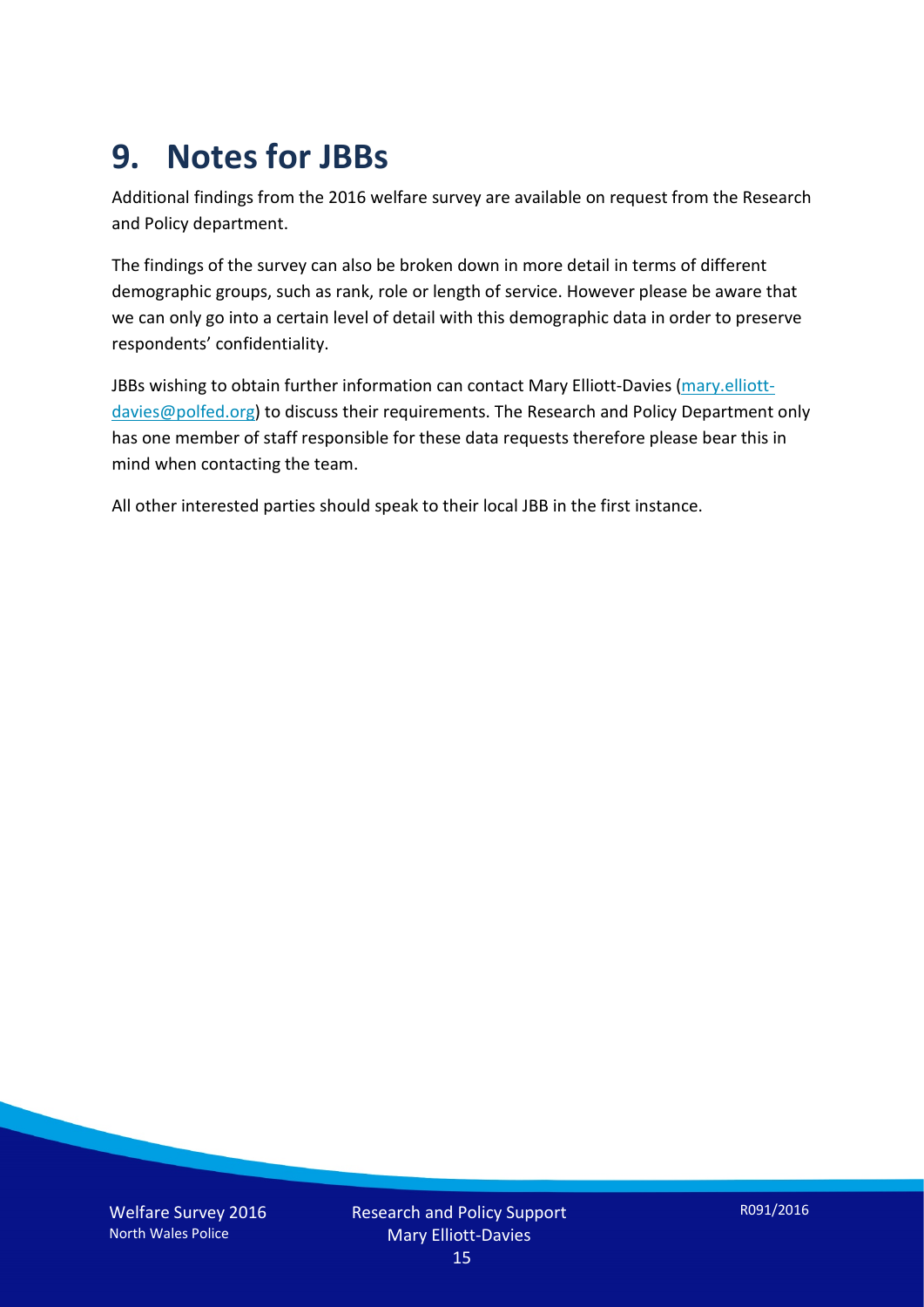# 9. Notes for JBBs

Additional findings from the 2016 welfare survey are available on request from the Research and Policy department.

The findings of the survey can also be broken down in more detail in terms of different demographic groups, such as rank, role or length of service. However please be aware that we can only go into a certain level of detail with this demographic data in order to preserve respondents' confidentiality.

JBBs wishing to obtain further information can contact Mary Elliott-Davies (mary.elliott-davies@polfed.org) to discuss their requirements. The Research and Policy Department only has one member of staff responsible for these data requests therefore please bear this in mind when contacting the team.

All other interested parties should speak to their local JBB in the first instance.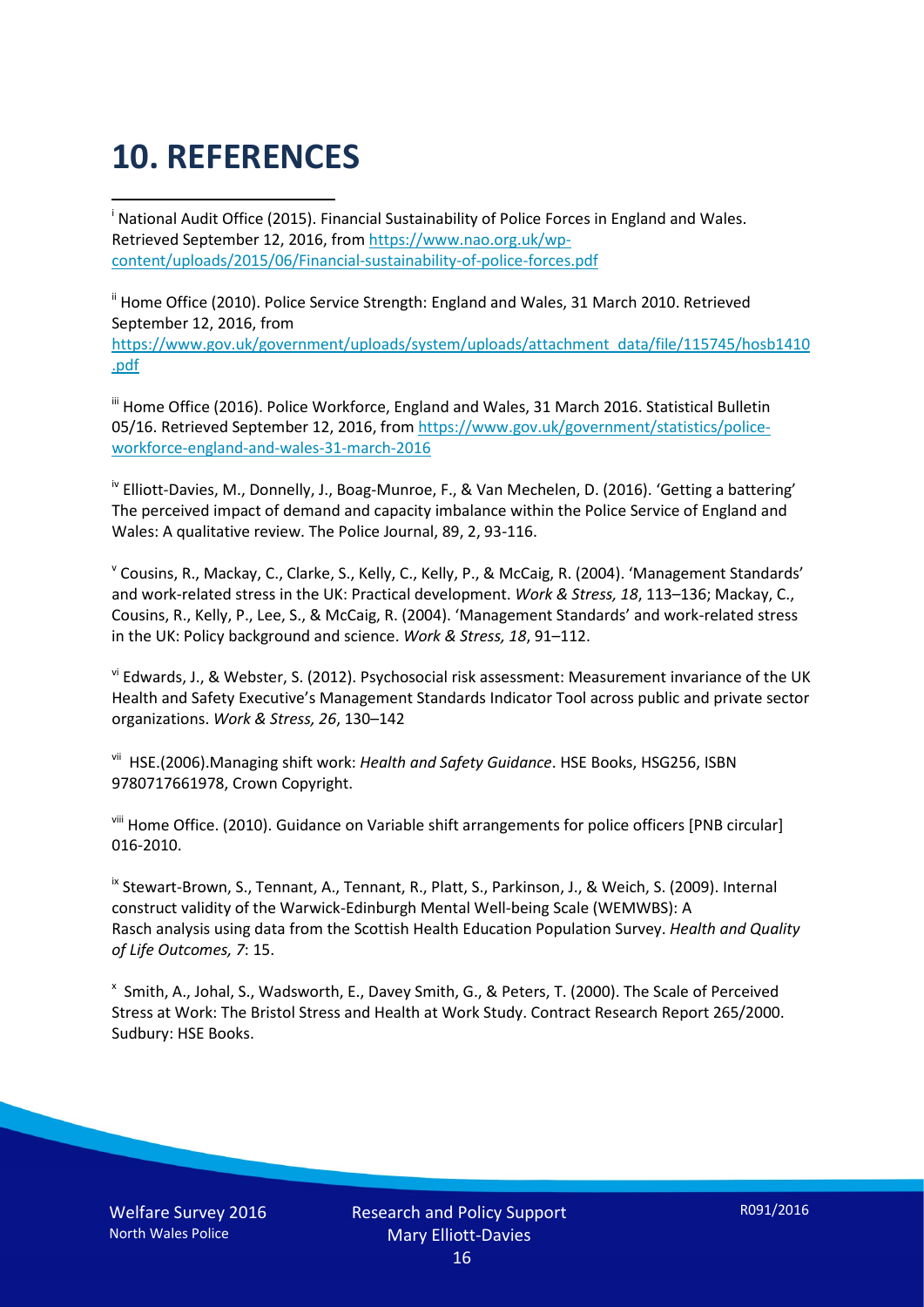# 10. REFERENCES

[i] National Audit Office (2015). Financial Sustainability of Police Forces in England and Wales. Retrieved September 12, 2016, from https://www.nao.org.uk/wp-content/uploads/2015/06/Financial-sustainability-of-police-forces.pdf

[ii] Home Office (2010). Police Service Strength: England and Wales, 31 March 2010. Retrieved September 12, 2016, from https://www.gov.uk/government/uploads/system/uploads/attachment_data/file/115745/hosb1410.pdf

[iii] Home Office (2016). Police Workforce, England and Wales, 31 March 2016. Statistical Bulletin 05/16. Retrieved September 12, 2016, from https://www.gov.uk/government/statistics/police-workforce-england-and-wales-31-march-2016

[iv] Elliott-Davies, M., Donnelly, J., Boag-Munroe, F., & Van Mechelen, D. (2016). 'Getting a battering' The perceived impact of demand and capacity imbalance within the Police Service of England and Wales: A qualitative review. The Police Journal, 89, 2, 93-116.

[v] Cousins, R., Mackay, C., Clarke, S., Kelly, C., Kelly, P., & McCaig, R. (2004). 'Management Standards' and work-related stress in the UK: Practical development. *Work & Stress, 18*, 113–136; Mackay, C., Cousins, R., Kelly, P., Lee, S., & McCaig, R. (2004). 'Management Standards' and work-related stress in the UK: Policy background and science. *Work & Stress, 18*, 91–112.

[vi] Edwards, J., & Webster, S. (2012). Psychosocial risk assessment: Measurement invariance of the UK Health and Safety Executive's Management Standards Indicator Tool across public and private sector organizations. *Work & Stress, 26*, 130–142

[vii] HSE.(2006).Managing shift work: *Health and Safety Guidance*. HSE Books, HSG256, ISBN 9780717661978, Crown Copyright.

[viii] Home Office. (2010). Guidance on Variable shift arrangements for police officers [PNB circular] 016-2010.

[ix] Stewart-Brown, S., Tennant, A., Tennant, R., Platt, S., Parkinson, J., & Weich, S. (2009). Internal construct validity of the Warwick-Edinburgh Mental Well-being Scale (WEMWBS): A Rasch analysis using data from the Scottish Health Education Population Survey. *Health and Quality of Life Outcomes, 7*: 15.

[x] Smith, A., Johal, S., Wadsworth, E., Davey Smith, G., & Peters, T. (2000). The Scale of Perceived Stress at Work: The Bristol Stress and Health at Work Study. Contract Research Report 265/2000. Sudbury: HSE Books.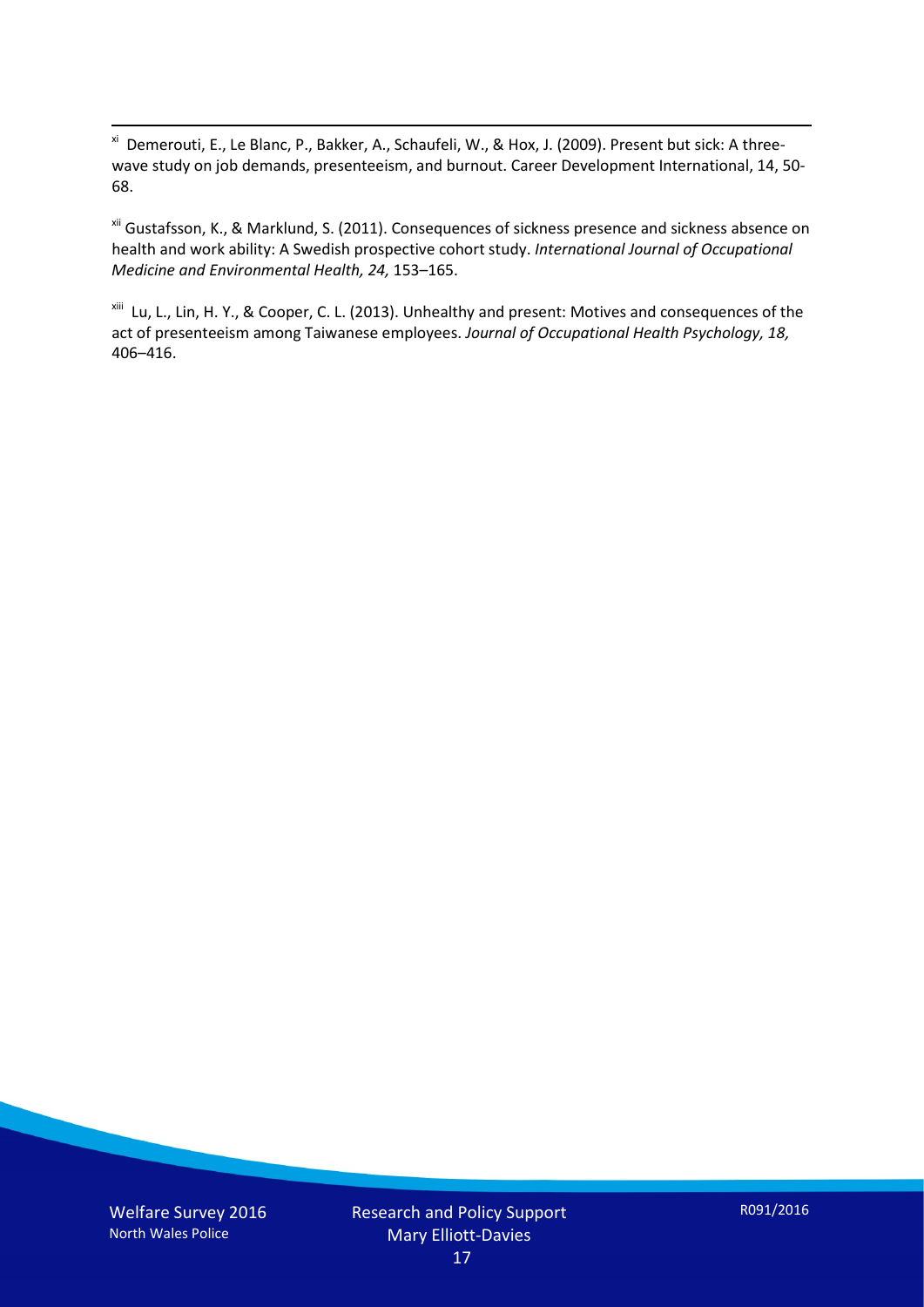[xi] Demerouti, E., Le Blanc, P., Bakker, A., Schaufeli, W., & Hox, J. (2009). Present but sick: A three-wave study on job demands, presenteeism, and burnout. Career Development International, 14, 50-68.

[xii] Gustafsson, K., & Marklund, S. (2011). Consequences of sickness presence and sickness absence on health and work ability: A Swedish prospective cohort study. *International Journal of Occupational Medicine and Environmental Health, 24,* 153–165.

[xiii] Lu, L., Lin, H. Y., & Cooper, C. L. (2013). Unhealthy and present: Motives and consequences of the act of presenteeism among Taiwanese employees. *Journal of Occupational Health Psychology, 18,* 406–416.